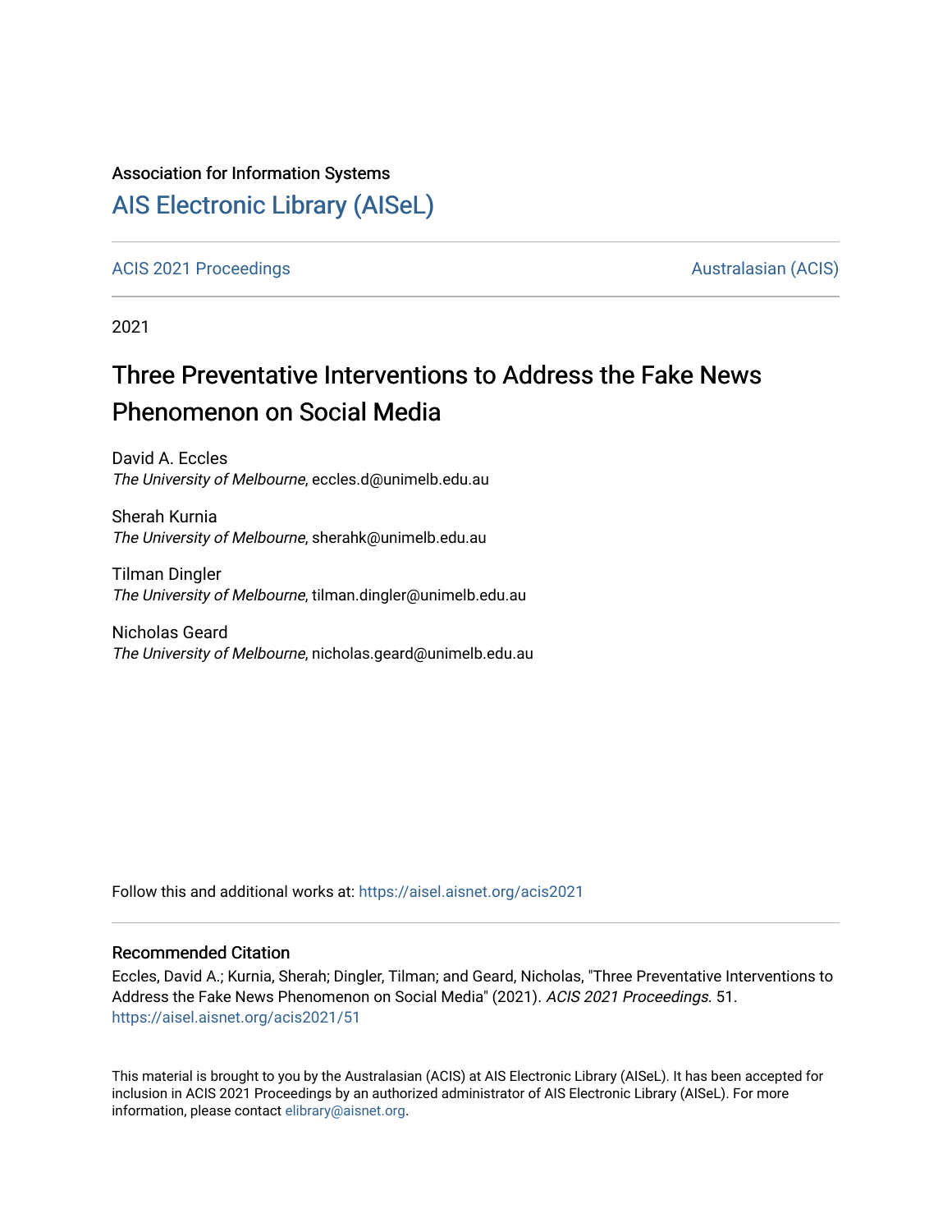Association for Information Systems

# AIS Electronic Library (AISeL)

ACIS 2021 Proceedings | Australasian (ACIS)

2021

# Three Preventative Interventions to Address the Fake News Phenomenon on Social Media

David A. Eccles
*The University of Melbourne*, eccles.d@unimelb.edu.au

Sherah Kurnia
*The University of Melbourne*, sherahk@unimelb.edu.au

Tilman Dingler
*The University of Melbourne*, tilman.dingler@unimelb.edu.au

Nicholas Geard
*The University of Melbourne*, nicholas.geard@unimelb.edu.au

Follow this and additional works at: https://aisel.aisnet.org/acis2021

## Recommended Citation

Eccles, David A.; Kurnia, Sherah; Dingler, Tilman; and Geard, Nicholas, "Three Preventative Interventions to Address the Fake News Phenomenon on Social Media" (2021). *ACIS 2021 Proceedings*. 51.
https://aisel.aisnet.org/acis2021/51

This material is brought to you by the Australasian (ACIS) at AIS Electronic Library (AISeL). It has been accepted for inclusion in ACIS 2021 Proceedings by an authorized administrator of AIS Electronic Library (AISeL). For more information, please contact elibrary@aisnet.org.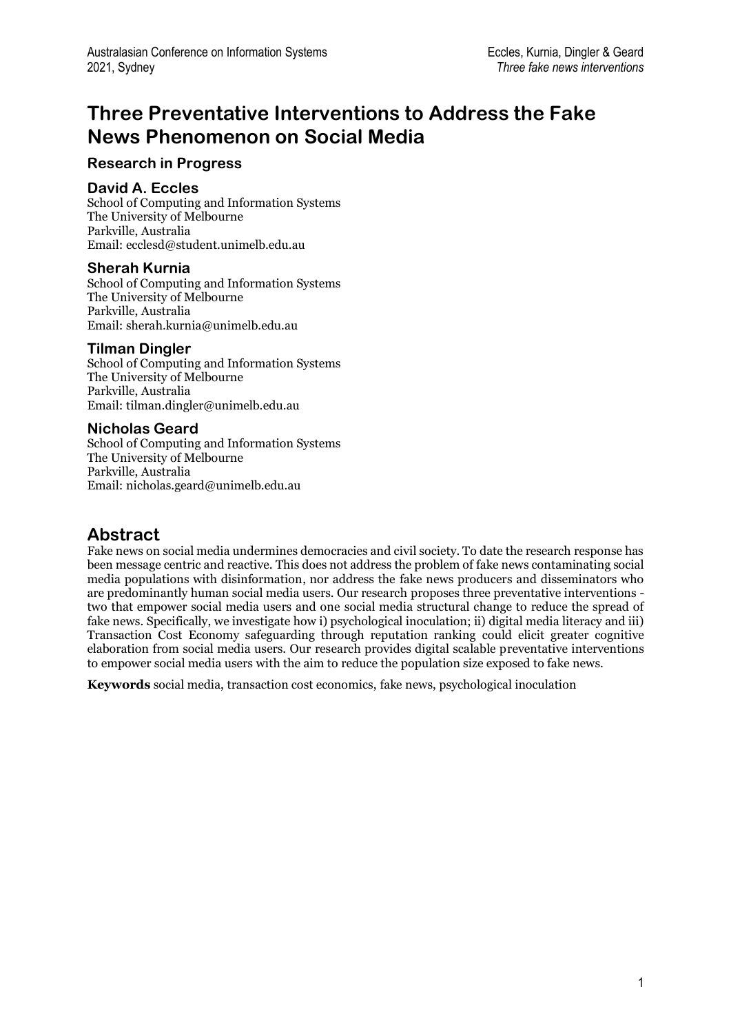# Three Preventative Interventions to Address the Fake News Phenomenon on Social Media

### Research in Progress

### David A. Eccles

School of Computing and Information Systems
The University of Melbourne
Parkville, Australia
Email: ecclesd@student.unimelb.edu.au

### Sherah Kurnia

School of Computing and Information Systems
The University of Melbourne
Parkville, Australia
Email: sherah.kurnia@unimelb.edu.au

### Tilman Dingler

School of Computing and Information Systems
The University of Melbourne
Parkville, Australia
Email: tilman.dingler@unimelb.edu.au

### Nicholas Geard

School of Computing and Information Systems
The University of Melbourne
Parkville, Australia
Email: nicholas.geard@unimelb.edu.au

## Abstract

Fake news on social media undermines democracies and civil society. To date the research response has been message centric and reactive. This does not address the problem of fake news contaminating social media populations with disinformation, nor address the fake news producers and disseminators who are predominantly human social media users. Our research proposes three preventative interventions - two that empower social media users and one social media structural change to reduce the spread of fake news. Specifically, we investigate how i) psychological inoculation; ii) digital media literacy and iii) Transaction Cost Economy safeguarding through reputation ranking could elicit greater cognitive elaboration from social media users. Our research provides digital scalable preventative interventions to empower social media users with the aim to reduce the population size exposed to fake news.

**Keywords** social media, transaction cost economics, fake news, psychological inoculation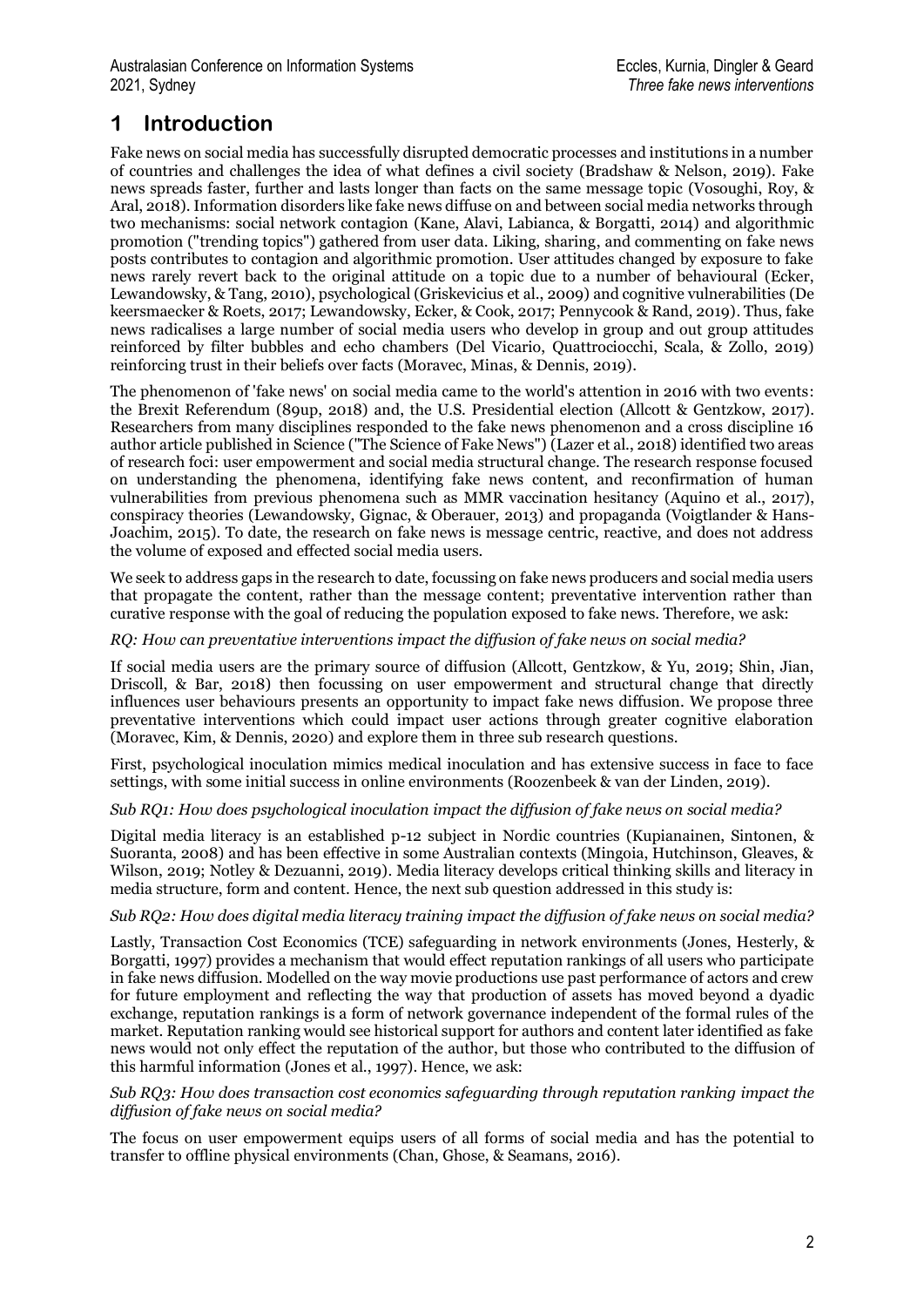# 1 Introduction

Fake news on social media has successfully disrupted democratic processes and institutions in a number of countries and challenges the idea of what defines a civil society (Bradshaw & Nelson, 2019). Fake news spreads faster, further and lasts longer than facts on the same message topic (Vosoughi, Roy, & Aral, 2018). Information disorders like fake news diffuse on and between social media networks through two mechanisms: social network contagion (Kane, Alavi, Labianca, & Borgatti, 2014) and algorithmic promotion ("trending topics") gathered from user data. Liking, sharing, and commenting on fake news posts contributes to contagion and algorithmic promotion. User attitudes changed by exposure to fake news rarely revert back to the original attitude on a topic due to a number of behavioural (Ecker, Lewandowsky, & Tang, 2010), psychological (Griskevicius et al., 2009) and cognitive vulnerabilities (De keersmaecker & Roets, 2017; Lewandowsky, Ecker, & Cook, 2017; Pennycook & Rand, 2019). Thus, fake news radicalises a large number of social media users who develop in group and out group attitudes reinforced by filter bubbles and echo chambers (Del Vicario, Quattrociocchi, Scala, & Zollo, 2019) reinforcing trust in their beliefs over facts (Moravec, Minas, & Dennis, 2019).

The phenomenon of 'fake news' on social media came to the world's attention in 2016 with two events: the Brexit Referendum (89up, 2018) and, the U.S. Presidential election (Allcott & Gentzkow, 2017). Researchers from many disciplines responded to the fake news phenomenon and a cross discipline 16 author article published in Science ("The Science of Fake News") (Lazer et al., 2018) identified two areas of research foci: user empowerment and social media structural change. The research response focused on understanding the phenomena, identifying fake news content, and reconfirmation of human vulnerabilities from previous phenomena such as MMR vaccination hesitancy (Aquino et al., 2017), conspiracy theories (Lewandowsky, Gignac, & Oberauer, 2013) and propaganda (Voigtlander & Hans-Joachim, 2015). To date, the research on fake news is message centric, reactive, and does not address the volume of exposed and effected social media users.

We seek to address gaps in the research to date, focussing on fake news producers and social media users that propagate the content, rather than the message content; preventative intervention rather than curative response with the goal of reducing the population exposed to fake news. Therefore, we ask:

*RQ: How can preventative interventions impact the diffusion of fake news on social media?*

If social media users are the primary source of diffusion (Allcott, Gentzkow, & Yu, 2019; Shin, Jian, Driscoll, & Bar, 2018) then focussing on user empowerment and structural change that directly influences user behaviours presents an opportunity to impact fake news diffusion. We propose three preventative interventions which could impact user actions through greater cognitive elaboration (Moravec, Kim, & Dennis, 2020) and explore them in three sub research questions.

First, psychological inoculation mimics medical inoculation and has extensive success in face to face settings, with some initial success in online environments (Roozenbeek & van der Linden, 2019).

*Sub RQ1: How does psychological inoculation impact the diffusion of fake news on social media?*

Digital media literacy is an established p-12 subject in Nordic countries (Kupianainen, Sintonen, & Suoranta, 2008) and has been effective in some Australian contexts (Mingoia, Hutchinson, Gleaves, & Wilson, 2019; Notley & Dezuanni, 2019). Media literacy develops critical thinking skills and literacy in media structure, form and content. Hence, the next sub question addressed in this study is:

*Sub RQ2: How does digital media literacy training impact the diffusion of fake news on social media?*

Lastly, Transaction Cost Economics (TCE) safeguarding in network environments (Jones, Hesterly, & Borgatti, 1997) provides a mechanism that would effect reputation rankings of all users who participate in fake news diffusion. Modelled on the way movie productions use past performance of actors and crew for future employment and reflecting the way that production of assets has moved beyond a dyadic exchange, reputation rankings is a form of network governance independent of the formal rules of the market. Reputation ranking would see historical support for authors and content later identified as fake news would not only effect the reputation of the author, but those who contributed to the diffusion of this harmful information (Jones et al., 1997). Hence, we ask:

*Sub RQ3: How does transaction cost economics safeguarding through reputation ranking impact the diffusion of fake news on social media?*

The focus on user empowerment equips users of all forms of social media and has the potential to transfer to offline physical environments (Chan, Ghose, & Seamans, 2016).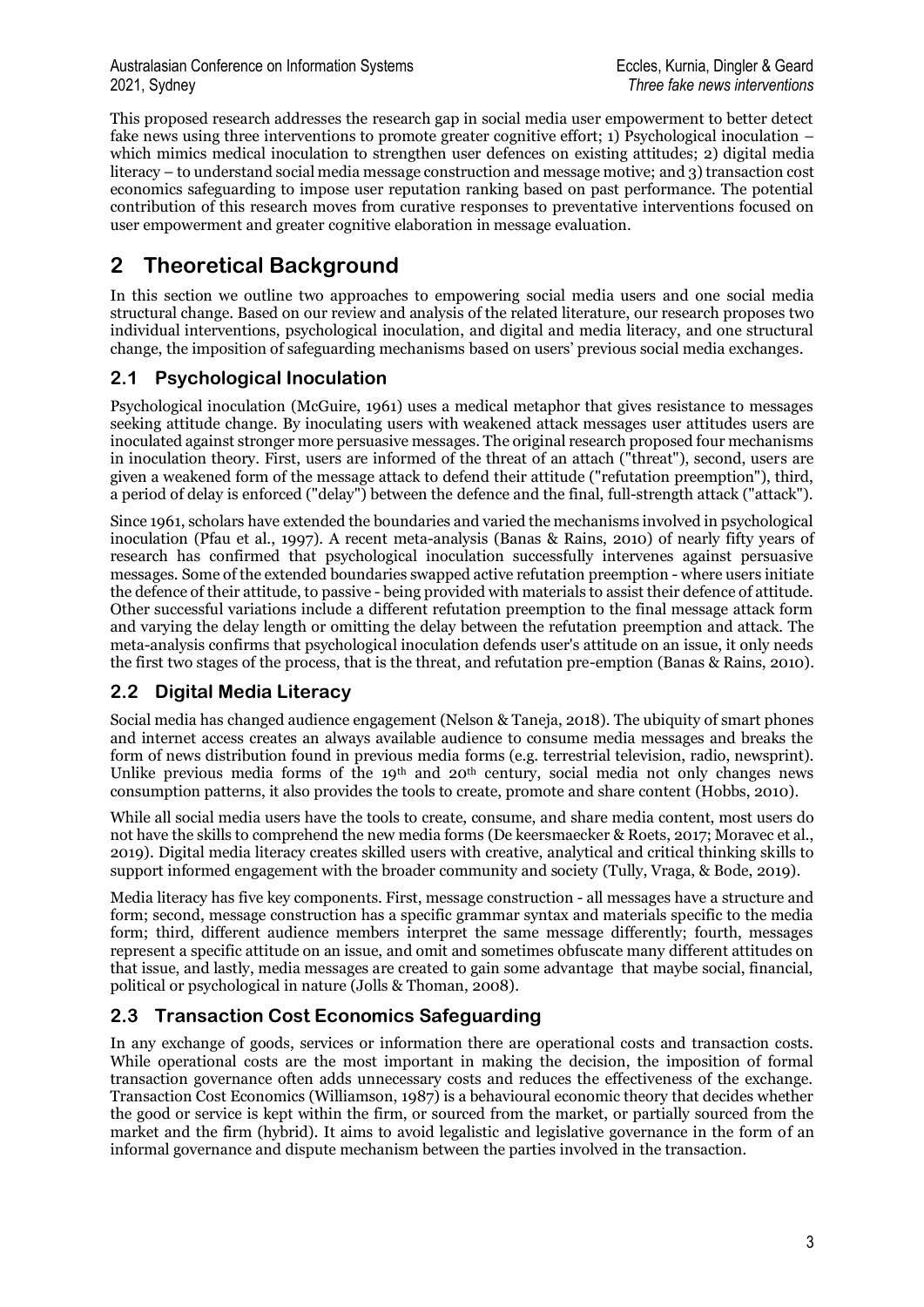This proposed research addresses the research gap in social media user empowerment to better detect fake news using three interventions to promote greater cognitive effort; 1) Psychological inoculation – which mimics medical inoculation to strengthen user defences on existing attitudes; 2) digital media literacy – to understand social media message construction and message motive; and 3) transaction cost economics safeguarding to impose user reputation ranking based on past performance. The potential contribution of this research moves from curative responses to preventative interventions focused on user empowerment and greater cognitive elaboration in message evaluation.

# 2 Theoretical Background

In this section we outline two approaches to empowering social media users and one social media structural change. Based on our review and analysis of the related literature, our research proposes two individual interventions, psychological inoculation, and digital and media literacy, and one structural change, the imposition of safeguarding mechanisms based on users' previous social media exchanges.

## 2.1 Psychological Inoculation

Psychological inoculation (McGuire, 1961) uses a medical metaphor that gives resistance to messages seeking attitude change. By inoculating users with weakened attack messages user attitudes users are inoculated against stronger more persuasive messages. The original research proposed four mechanisms in inoculation theory. First, users are informed of the threat of an attach ("threat"), second, users are given a weakened form of the message attack to defend their attitude ("refutation preemption"), third, a period of delay is enforced ("delay") between the defence and the final, full-strength attack ("attack").

Since 1961, scholars have extended the boundaries and varied the mechanisms involved in psychological inoculation (Pfau et al., 1997). A recent meta-analysis (Banas & Rains, 2010) of nearly fifty years of research has confirmed that psychological inoculation successfully intervenes against persuasive messages. Some of the extended boundaries swapped active refutation preemption - where users initiate the defence of their attitude, to passive - being provided with materials to assist their defence of attitude. Other successful variations include a different refutation preemption to the final message attack form and varying the delay length or omitting the delay between the refutation preemption and attack. The meta-analysis confirms that psychological inoculation defends user's attitude on an issue, it only needs the first two stages of the process, that is the threat, and refutation pre-emption (Banas & Rains, 2010).

## 2.2 Digital Media Literacy

Social media has changed audience engagement (Nelson & Taneja, 2018). The ubiquity of smart phones and internet access creates an always available audience to consume media messages and breaks the form of news distribution found in previous media forms (e.g. terrestrial television, radio, newsprint). Unlike previous media forms of the 19th and 20th century, social media not only changes news consumption patterns, it also provides the tools to create, promote and share content (Hobbs, 2010).

While all social media users have the tools to create, consume, and share media content, most users do not have the skills to comprehend the new media forms (De keersmaecker & Roets, 2017; Moravec et al., 2019). Digital media literacy creates skilled users with creative, analytical and critical thinking skills to support informed engagement with the broader community and society (Tully, Vraga, & Bode, 2019).

Media literacy has five key components. First, message construction - all messages have a structure and form; second, message construction has a specific grammar syntax and materials specific to the media form; third, different audience members interpret the same message differently; fourth, messages represent a specific attitude on an issue, and omit and sometimes obfuscate many different attitudes on that issue, and lastly, media messages are created to gain some advantage that maybe social, financial, political or psychological in nature (Jolls & Thoman, 2008).

## 2.3 Transaction Cost Economics Safeguarding

In any exchange of goods, services or information there are operational costs and transaction costs. While operational costs are the most important in making the decision, the imposition of formal transaction governance often adds unnecessary costs and reduces the effectiveness of the exchange. Transaction Cost Economics (Williamson, 1987) is a behavioural economic theory that decides whether the good or service is kept within the firm, or sourced from the market, or partially sourced from the market and the firm (hybrid). It aims to avoid legalistic and legislative governance in the form of an informal governance and dispute mechanism between the parties involved in the transaction.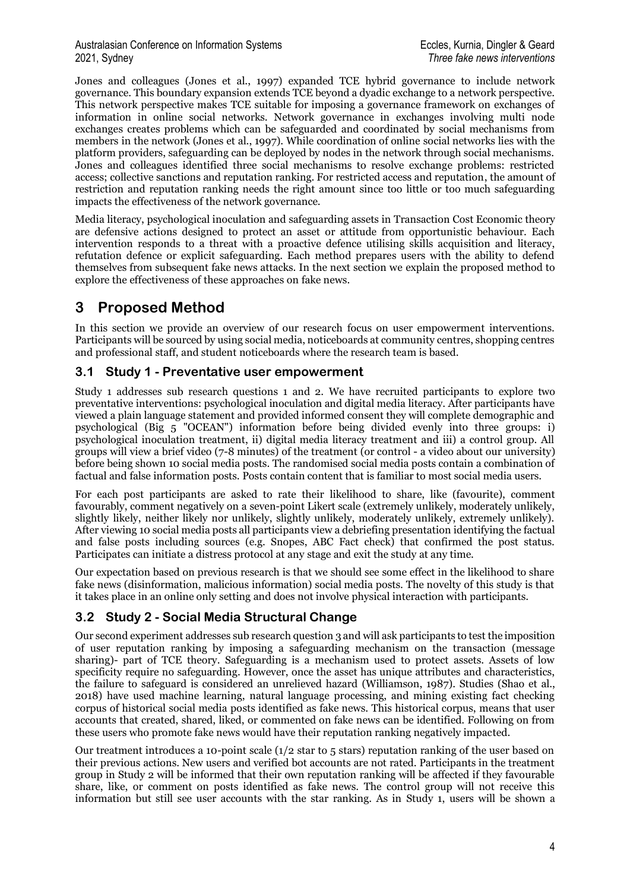Jones and colleagues (Jones et al., 1997) expanded TCE hybrid governance to include network governance. This boundary expansion extends TCE beyond a dyadic exchange to a network perspective. This network perspective makes TCE suitable for imposing a governance framework on exchanges of information in online social networks. Network governance in exchanges involving multi node exchanges creates problems which can be safeguarded and coordinated by social mechanisms from members in the network (Jones et al., 1997). While coordination of online social networks lies with the platform providers, safeguarding can be deployed by nodes in the network through social mechanisms. Jones and colleagues identified three social mechanisms to resolve exchange problems: restricted access; collective sanctions and reputation ranking. For restricted access and reputation, the amount of restriction and reputation ranking needs the right amount since too little or too much safeguarding impacts the effectiveness of the network governance.

Media literacy, psychological inoculation and safeguarding assets in Transaction Cost Economic theory are defensive actions designed to protect an asset or attitude from opportunistic behaviour. Each intervention responds to a threat with a proactive defence utilising skills acquisition and literacy, refutation defence or explicit safeguarding. Each method prepares users with the ability to defend themselves from subsequent fake news attacks. In the next section we explain the proposed method to explore the effectiveness of these approaches on fake news.

# 3 Proposed Method

In this section we provide an overview of our research focus on user empowerment interventions. Participants will be sourced by using social media, noticeboards at community centres, shopping centres and professional staff, and student noticeboards where the research team is based.

## 3.1 Study 1 - Preventative user empowerment

Study 1 addresses sub research questions 1 and 2. We have recruited participants to explore two preventative interventions: psychological inoculation and digital media literacy. After participants have viewed a plain language statement and provided informed consent they will complete demographic and psychological (Big 5 "OCEAN") information before being divided evenly into three groups: i) psychological inoculation treatment, ii) digital media literacy treatment and iii) a control group. All groups will view a brief video (7-8 minutes) of the treatment (or control - a video about our university) before being shown 10 social media posts. The randomised social media posts contain a combination of factual and false information posts. Posts contain content that is familiar to most social media users.

For each post participants are asked to rate their likelihood to share, like (favourite), comment favourably, comment negatively on a seven-point Likert scale (extremely unlikely, moderately unlikely, slightly likely, neither likely nor unlikely, slightly unlikely, moderately unlikely, extremely unlikely). After viewing 10 social media posts all participants view a debriefing presentation identifying the factual and false posts including sources (e.g. Snopes, ABC Fact check) that confirmed the post status. Participates can initiate a distress protocol at any stage and exit the study at any time.

Our expectation based on previous research is that we should see some effect in the likelihood to share fake news (disinformation, malicious information) social media posts. The novelty of this study is that it takes place in an online only setting and does not involve physical interaction with participants.

## 3.2 Study 2 - Social Media Structural Change

Our second experiment addresses sub research question 3 and will ask participants to test the imposition of user reputation ranking by imposing a safeguarding mechanism on the transaction (message sharing)- part of TCE theory. Safeguarding is a mechanism used to protect assets. Assets of low specificity require no safeguarding. However, once the asset has unique attributes and characteristics, the failure to safeguard is considered an unrelieved hazard (Williamson, 1987). Studies (Shao et al., 2018) have used machine learning, natural language processing, and mining existing fact checking corpus of historical social media posts identified as fake news. This historical corpus, means that user accounts that created, shared, liked, or commented on fake news can be identified. Following on from these users who promote fake news would have their reputation ranking negatively impacted.

Our treatment introduces a 10-point scale (1/2 star to 5 stars) reputation ranking of the user based on their previous actions. New users and verified bot accounts are not rated. Participants in the treatment group in Study 2 will be informed that their own reputation ranking will be affected if they favourable share, like, or comment on posts identified as fake news. The control group will not receive this information but still see user accounts with the star ranking. As in Study 1, users will be shown a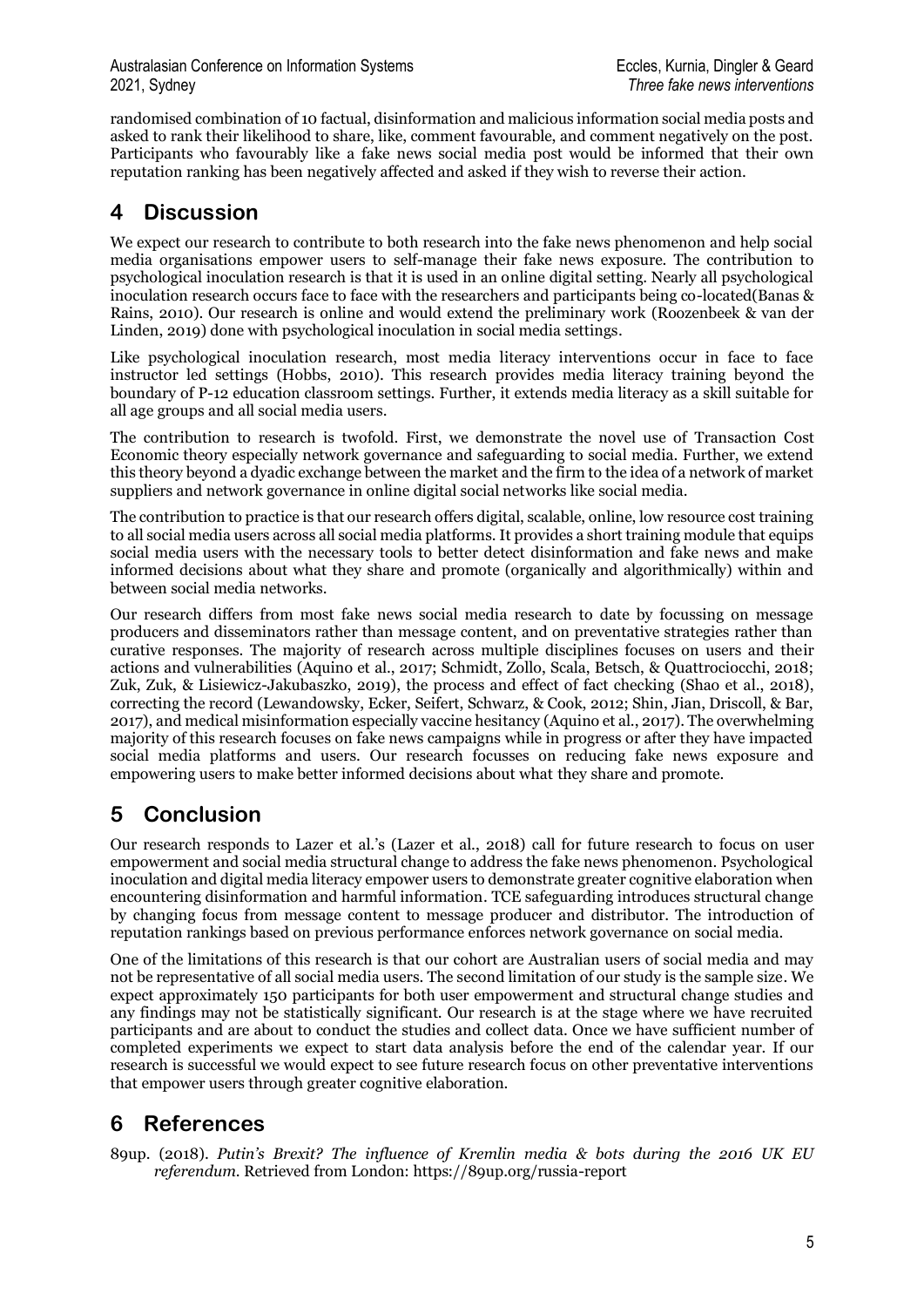randomised combination of 10 factual, disinformation and malicious information social media posts and asked to rank their likelihood to share, like, comment favourable, and comment negatively on the post. Participants who favourably like a fake news social media post would be informed that their own reputation ranking has been negatively affected and asked if they wish to reverse their action.

# 4 Discussion

We expect our research to contribute to both research into the fake news phenomenon and help social media organisations empower users to self-manage their fake news exposure. The contribution to psychological inoculation research is that it is used in an online digital setting. Nearly all psychological inoculation research occurs face to face with the researchers and participants being co-located(Banas & Rains, 2010). Our research is online and would extend the preliminary work (Roozenbeek & van der Linden, 2019) done with psychological inoculation in social media settings.

Like psychological inoculation research, most media literacy interventions occur in face to face instructor led settings (Hobbs, 2010). This research provides media literacy training beyond the boundary of P-12 education classroom settings. Further, it extends media literacy as a skill suitable for all age groups and all social media users.

The contribution to research is twofold. First, we demonstrate the novel use of Transaction Cost Economic theory especially network governance and safeguarding to social media. Further, we extend this theory beyond a dyadic exchange between the market and the firm to the idea of a network of market suppliers and network governance in online digital social networks like social media.

The contribution to practice is that our research offers digital, scalable, online, low resource cost training to all social media users across all social media platforms. It provides a short training module that equips social media users with the necessary tools to better detect disinformation and fake news and make informed decisions about what they share and promote (organically and algorithmically) within and between social media networks.

Our research differs from most fake news social media research to date by focussing on message producers and disseminators rather than message content, and on preventative strategies rather than curative responses. The majority of research across multiple disciplines focuses on users and their actions and vulnerabilities (Aquino et al., 2017; Schmidt, Zollo, Scala, Betsch, & Quattrociocchi, 2018; Zuk, Zuk, & Lisiewicz-Jakubaszko, 2019), the process and effect of fact checking (Shao et al., 2018), correcting the record (Lewandowsky, Ecker, Seifert, Schwarz, & Cook, 2012; Shin, Jian, Driscoll, & Bar, 2017), and medical misinformation especially vaccine hesitancy (Aquino et al., 2017). The overwhelming majority of this research focuses on fake news campaigns while in progress or after they have impacted social media platforms and users. Our research focusses on reducing fake news exposure and empowering users to make better informed decisions about what they share and promote.

# 5 Conclusion

Our research responds to Lazer et al.'s (Lazer et al., 2018) call for future research to focus on user empowerment and social media structural change to address the fake news phenomenon. Psychological inoculation and digital media literacy empower users to demonstrate greater cognitive elaboration when encountering disinformation and harmful information. TCE safeguarding introduces structural change by changing focus from message content to message producer and distributor. The introduction of reputation rankings based on previous performance enforces network governance on social media.

One of the limitations of this research is that our cohort are Australian users of social media and may not be representative of all social media users. The second limitation of our study is the sample size. We expect approximately 150 participants for both user empowerment and structural change studies and any findings may not be statistically significant. Our research is at the stage where we have recruited participants and are about to conduct the studies and collect data. Once we have sufficient number of completed experiments we expect to start data analysis before the end of the calendar year. If our research is successful we would expect to see future research focus on other preventative interventions that empower users through greater cognitive elaboration.

# 6 References

89up. (2018). *Putin's Brexit? The influence of Kremlin media & bots during the 2016 UK EU referendum.* Retrieved from London: https://89up.org/russia-report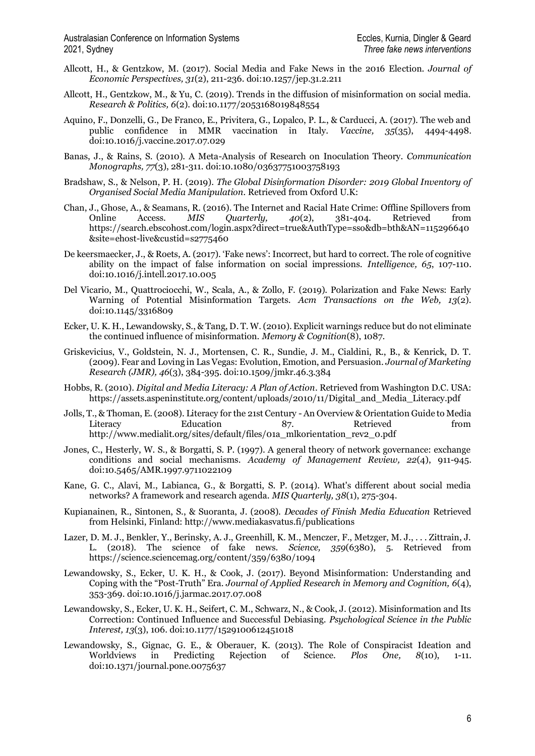Allcott, H., & Gentzkow, M. (2017). Social Media and Fake News in the 2016 Election. *Journal of Economic Perspectives, 31*(2), 211-236. doi:10.1257/jep.31.2.211

Allcott, H., Gentzkow, M., & Yu, C. (2019). Trends in the diffusion of misinformation on social media. *Research & Politics, 6*(2). doi:10.1177/2053168019848554

Aquino, F., Donzelli, G., De Franco, E., Privitera, G., Lopalco, P. L., & Carducci, A. (2017). The web and public confidence in MMR vaccination in Italy. *Vaccine, 35*(35), 4494-4498. doi:10.1016/j.vaccine.2017.07.029

Banas, J., & Rains, S. (2010). A Meta-Analysis of Research on Inoculation Theory. *Communication Monographs, 77*(3), 281-311. doi:10.1080/03637751003758193

Bradshaw, S., & Nelson, P. H. (2019). *The Global Disinformation Disorder: 2019 Global Inventory of Organised Social Media Manipulation*. Retrieved from Oxford U.K:

Chan, J., Ghose, A., & Seamans, R. (2016). The Internet and Racial Hate Crime: Offline Spillovers from Online Access. *MIS Quarterly, 40*(2), 381-404. Retrieved from https://search.ebscohost.com/login.aspx?direct=true&AuthType=sso&db=bth&AN=115296640&site=ehost-live&custid=s2775460

De keersmaecker, J., & Roets, A. (2017). 'Fake news': Incorrect, but hard to correct. The role of cognitive ability on the impact of false information on social impressions. *Intelligence, 65*, 107-110. doi:10.1016/j.intell.2017.10.005

Del Vicario, M., Quattrociocchi, W., Scala, A., & Zollo, F. (2019). Polarization and Fake News: Early Warning of Potential Misinformation Targets. *Acm Transactions on the Web, 13*(2). doi:10.1145/3316809

Ecker, U. K. H., Lewandowsky, S., & Tang, D. T. W. (2010). Explicit warnings reduce but do not eliminate the continued influence of misinformation. *Memory & Cognition*(8), 1087.

Griskevicius, V., Goldstein, N. J., Mortensen, C. R., Sundie, J. M., Cialdini, R., B., & Kenrick, D. T. (2009). Fear and Loving in Las Vegas: Evolution, Emotion, and Persuasion. *Journal of Marketing Research (JMR), 46*(3), 384-395. doi:10.1509/jmkr.46.3.384

Hobbs, R. (2010). *Digital and Media Literacy: A Plan of Action*. Retrieved from Washington D.C. USA: https://assets.aspeninstitute.org/content/uploads/2010/11/Digital_and_Media_Literacy.pdf

Jolls, T., & Thoman, E. (2008). Literacy for the 21st Century - An Overview & Orientation Guide to Media Literacy Education 87. Retrieved from http://www.medialit.org/sites/default/files/01a_mlkorientation_rev2_0.pdf

Jones, C., Hesterly, W. S., & Borgatti, S. P. (1997). A general theory of network governance: exchange conditions and social mechanisms. *Academy of Management Review, 22*(4), 911-945. doi:10.5465/AMR.1997.9711022109

Kane, G. C., Alavi, M., Labianca, G., & Borgatti, S. P. (2014). What's different about social media networks? A framework and research agenda. *MIS Quarterly, 38*(1), 275-304.

Kupianainen, R., Sintonen, S., & Suoranta, J. (2008). *Decades of Finish Media Education* Retrieved from Helsinki, Finland: http://www.mediakasvatus.fi/publications

Lazer, D. M. J., Benkler, Y., Berinsky, A. J., Greenhill, K. M., Menczer, F., Metzger, M. J., . . . Zittrain, J. L. (2018). The science of fake news. *Science, 359*(6380), 5. Retrieved from https://science.sciencemag.org/content/359/6380/1094

Lewandowsky, S., Ecker, U. K. H., & Cook, J. (2017). Beyond Misinformation: Understanding and Coping with the "Post-Truth" Era. *Journal of Applied Research in Memory and Cognition, 6*(4), 353-369. doi:10.1016/j.jarmac.2017.07.008

Lewandowsky, S., Ecker, U. K. H., Seifert, C. M., Schwarz, N., & Cook, J. (2012). Misinformation and Its Correction: Continued Influence and Successful Debiasing. *Psychological Science in the Public Interest, 13*(3), 106. doi:10.1177/1529100612451018

Lewandowsky, S., Gignac, G. E., & Oberauer, K. (2013). The Role of Conspiracist Ideation and Worldviews in Predicting Rejection of Science. *Plos One, 8*(10), 1-11. doi:10.1371/journal.pone.0075637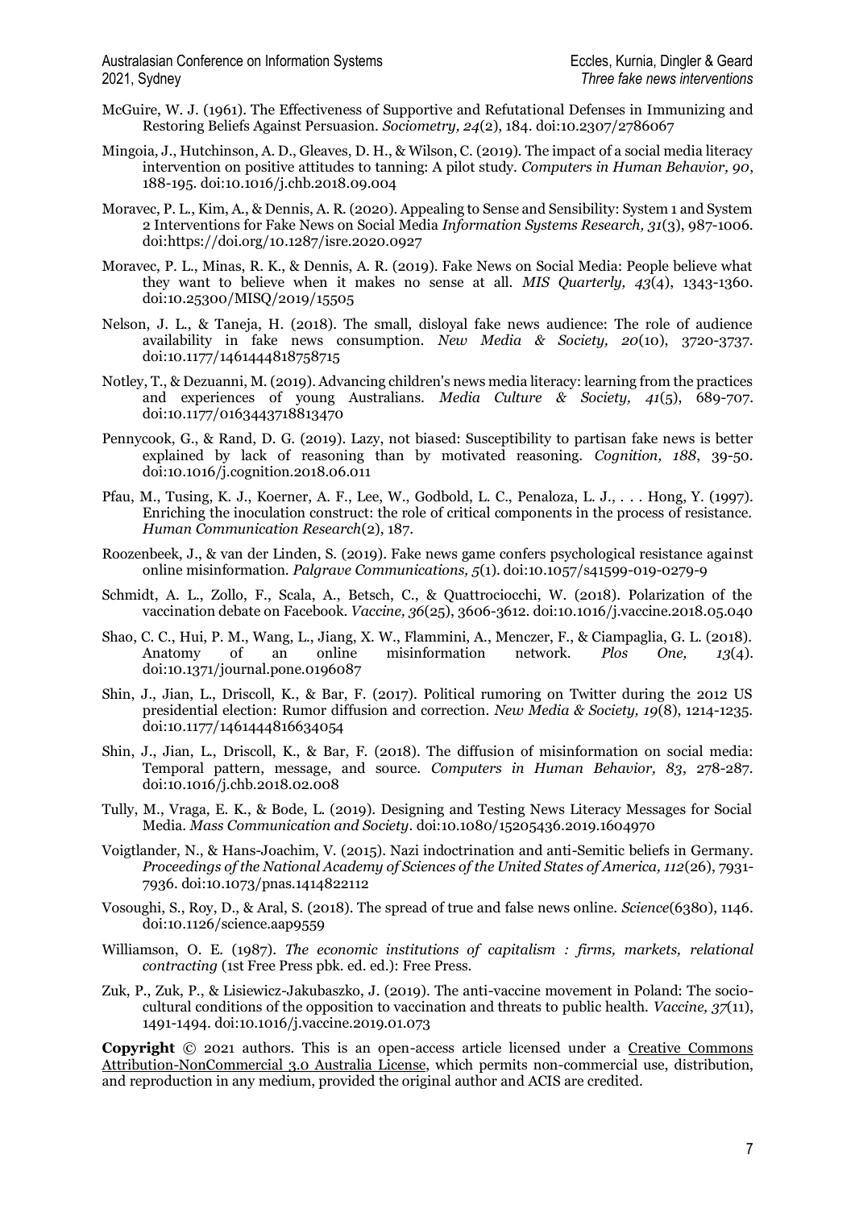McGuire, W. J. (1961). The Effectiveness of Supportive and Refutational Defenses in Immunizing and Restoring Beliefs Against Persuasion. *Sociometry, 24*(2), 184. doi:10.2307/2786067

Mingoia, J., Hutchinson, A. D., Gleaves, D. H., & Wilson, C. (2019). The impact of a social media literacy intervention on positive attitudes to tanning: A pilot study. *Computers in Human Behavior, 90*, 188-195. doi:10.1016/j.chb.2018.09.004

Moravec, P. L., Kim, A., & Dennis, A. R. (2020). Appealing to Sense and Sensibility: System 1 and System 2 Interventions for Fake News on Social Media *Information Systems Research, 31*(3), 987-1006. doi:https://doi.org/10.1287/isre.2020.0927

Moravec, P. L., Minas, R. K., & Dennis, A. R. (2019). Fake News on Social Media: People believe what they want to believe when it makes no sense at all. *MIS Quarterly, 43*(4), 1343-1360. doi:10.25300/MISQ/2019/15505

Nelson, J. L., & Taneja, H. (2018). The small, disloyal fake news audience: The role of audience availability in fake news consumption. *New Media & Society, 20*(10), 3720-3737. doi:10.1177/1461444818758715

Notley, T., & Dezuanni, M. (2019). Advancing children's news media literacy: learning from the practices and experiences of young Australians. *Media Culture & Society, 41*(5), 689-707. doi:10.1177/0163443718813470

Pennycook, G., & Rand, D. G. (2019). Lazy, not biased: Susceptibility to partisan fake news is better explained by lack of reasoning than by motivated reasoning. *Cognition, 188*, 39-50. doi:10.1016/j.cognition.2018.06.011

Pfau, M., Tusing, K. J., Koerner, A. F., Lee, W., Godbold, L. C., Penaloza, L. J., . . . Hong, Y. (1997). Enriching the inoculation construct: the role of critical components in the process of resistance. *Human Communication Research*(2), 187.

Roozenbeek, J., & van der Linden, S. (2019). Fake news game confers psychological resistance against online misinformation. *Palgrave Communications, 5*(1). doi:10.1057/s41599-019-0279-9

Schmidt, A. L., Zollo, F., Scala, A., Betsch, C., & Quattrociocchi, W. (2018). Polarization of the vaccination debate on Facebook. *Vaccine, 36*(25), 3606-3612. doi:10.1016/j.vaccine.2018.05.040

Shao, C. C., Hui, P. M., Wang, L., Jiang, X. W., Flammini, A., Menczer, F., & Ciampaglia, G. L. (2018). Anatomy of an online misinformation network. *Plos One, 13*(4). doi:10.1371/journal.pone.0196087

Shin, J., Jian, L., Driscoll, K., & Bar, F. (2017). Political rumoring on Twitter during the 2012 US presidential election: Rumor diffusion and correction. *New Media & Society, 19*(8), 1214-1235. doi:10.1177/1461444816634054

Shin, J., Jian, L., Driscoll, K., & Bar, F. (2018). The diffusion of misinformation on social media: Temporal pattern, message, and source. *Computers in Human Behavior, 83*, 278-287. doi:10.1016/j.chb.2018.02.008

Tully, M., Vraga, E. K., & Bode, L. (2019). Designing and Testing News Literacy Messages for Social Media. *Mass Communication and Society*. doi:10.1080/15205436.2019.1604970

Voigtlander, N., & Hans-Joachim, V. (2015). Nazi indoctrination and anti-Semitic beliefs in Germany. *Proceedings of the National Academy of Sciences of the United States of America, 112*(26), 7931-7936. doi:10.1073/pnas.1414822112

Vosoughi, S., Roy, D., & Aral, S. (2018). The spread of true and false news online. *Science*(6380), 1146. doi:10.1126/science.aap9559

Williamson, O. E. (1987). *The economic institutions of capitalism : firms, markets, relational contracting* (1st Free Press pbk. ed. ed.): Free Press.

Zuk, P., Zuk, P., & Lisiewicz-Jakubaszko, J. (2019). The anti-vaccine movement in Poland: The socio-cultural conditions of the opposition to vaccination and threats to public health. *Vaccine, 37*(11), 1491-1494. doi:10.1016/j.vaccine.2019.01.073

**Copyright** © 2021 authors. This is an open-access article licensed under a Creative Commons Attribution-NonCommercial 3.0 Australia License, which permits non-commercial use, distribution, and reproduction in any medium, provided the original author and ACIS are credited.